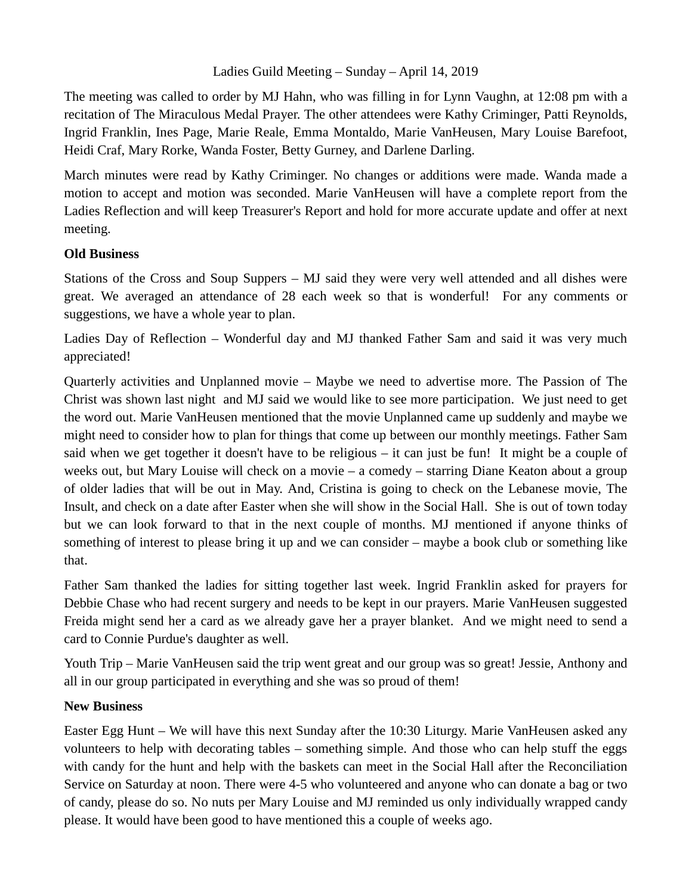Ladies Guild Meeting – Sunday – April 14, 2019

The meeting was called to order by MJ Hahn, who was filling in for Lynn Vaughn, at 12:08 pm with a recitation of The Miraculous Medal Prayer. The other attendees were Kathy Criminger, Patti Reynolds, Ingrid Franklin, Ines Page, Marie Reale, Emma Montaldo, Marie VanHeusen, Mary Louise Barefoot, Heidi Craf, Mary Rorke, Wanda Foster, Betty Gurney, and Darlene Darling.

March minutes were read by Kathy Criminger. No changes or additions were made. Wanda made a motion to accept and motion was seconded. Marie VanHeusen will have a complete report from the Ladies Reflection and will keep Treasurer's Report and hold for more accurate update and offer at next meeting.

**Old Business**

Stations of the Cross and Soup Suppers – MJ said they were very well attended and all dishes were great. We averaged an attendance of 28 each week so that is wonderful! For any comments or suggestions, we have a whole year to plan.

Ladies Day of Reflection – Wonderful day and MJ thanked Father Sam and said it was very much appreciated!

Quarterly activities and Unplanned movie – Maybe we need to advertise more. The Passion of The Christ was shown last night and MJ said we would like to see more participation. We just need to get the word out. Marie VanHeusen mentioned that the movie Unplanned came up suddenly and maybe we might need to consider how to plan for things that come up between our monthly meetings. Father Sam said when we get together it doesn't have to be religious – it can just be fun! It might be a couple of weeks out, but Mary Louise will check on a movie – a comedy – starring Diane Keaton about a group of older ladies that will be out in May. And, Cristina is going to check on the Lebanese movie, The Insult, and check on a date after Easter when she will show in the Social Hall. She is out of town today but we can look forward to that in the next couple of months. MJ mentioned if anyone thinks of something of interest to please bring it up and we can consider – maybe a book club or something like that.

Father Sam thanked the ladies for sitting together last week. Ingrid Franklin asked for prayers for Debbie Chase who had recent surgery and needs to be kept in our prayers. Marie VanHeusen suggested Freida might send her a card as we already gave her a prayer blanket. And we might need to send a card to Connie Purdue's daughter as well.

Youth Trip – Marie VanHeusen said the trip went great and our group was so great! Jessie, Anthony and all in our group participated in everything and she was so proud of them!

**New Business**

Easter Egg Hunt – We will have this next Sunday after the 10:30 Liturgy. Marie VanHeusen asked any volunteers to help with decorating tables – something simple. And those who can help stuff the eggs with candy for the hunt and help with the baskets can meet in the Social Hall after the Reconciliation Service on Saturday at noon. There were 4-5 who volunteered and anyone who can donate a bag or two of candy, please do so. No nuts per Mary Louise and MJ reminded us only individually wrapped candy please. It would have been good to have mentioned this a couple of weeks ago.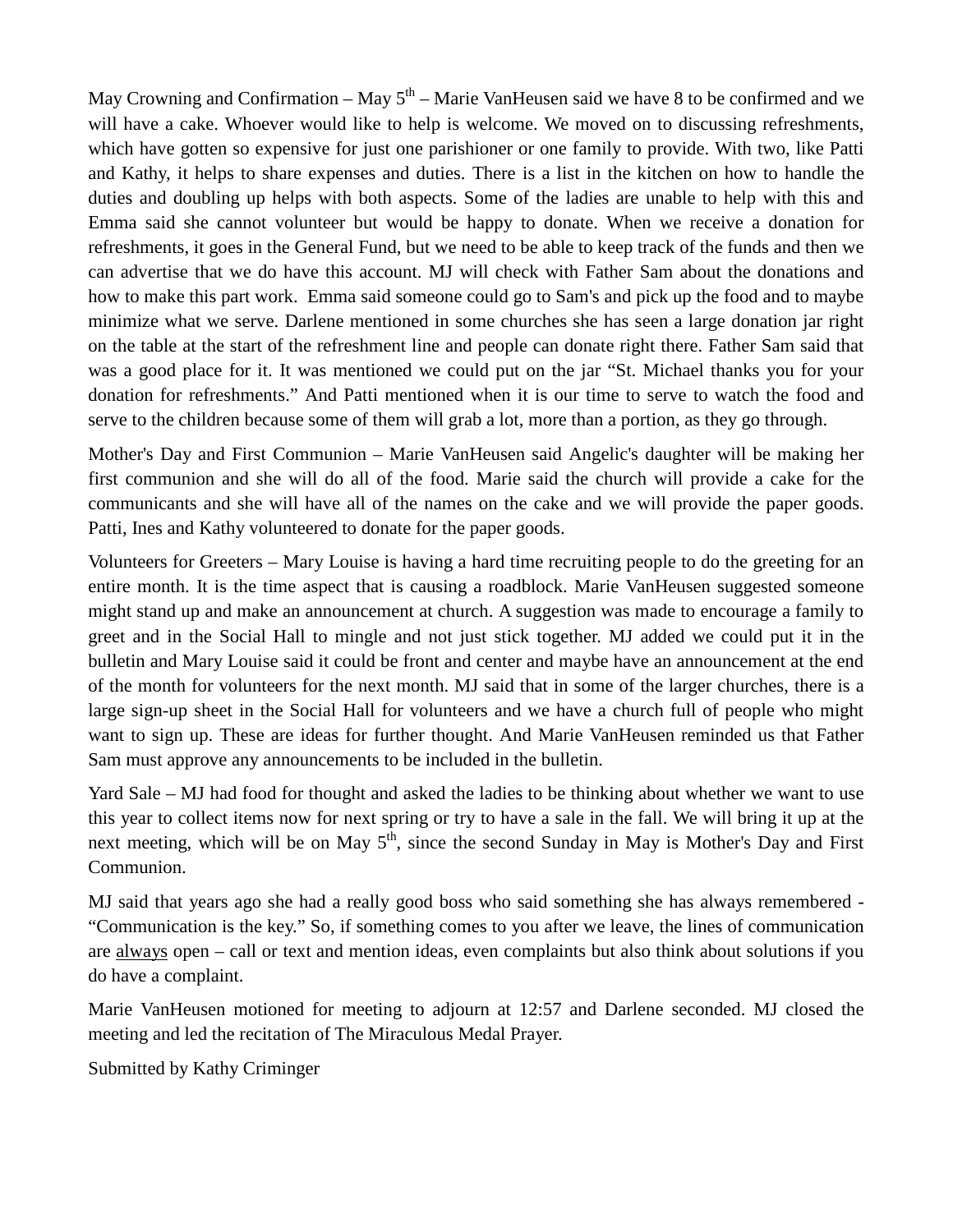May Crowning and Confirmation – May 5th – Marie VanHeusen said we have 8 to be confirmed and we will have a cake. Whoever would like to help is welcome. We moved on to discussing refreshments, which have gotten so expensive for just one parishioner or one family to provide. With two, like Patti and Kathy, it helps to share expenses and duties. There is a list in the kitchen on how to handle the duties and doubling up helps with both aspects. Some of the ladies are unable to help with this and Emma said she cannot volunteer but would be happy to donate. When we receive a donation for refreshments, it goes in the General Fund, but we need to be able to keep track of the funds and then we can advertise that we do have this account. MJ will check with Father Sam about the donations and how to make this part work.  Emma said someone could go to Sam's and pick up the food and to maybe minimize what we serve. Darlene mentioned in some churches she has seen a large donation jar right on the table at the start of the refreshment line and people can donate right there. Father Sam said that was a good place for it. It was mentioned we could put on the jar "St. Michael thanks you for your donation for refreshments." And Patti mentioned when it is our time to serve to watch the food and serve to the children because some of them will grab a lot, more than a portion, as they go through.

Mother's Day and First Communion – Marie VanHeusen said Angelic's daughter will be making her first communion and she will do all of the food. Marie said the church will provide a cake for the communicants and she will have all of the names on the cake and we will provide the paper goods. Patti, Ines and Kathy volunteered to donate for the paper goods.

Volunteers for Greeters – Mary Louise is having a hard time recruiting people to do the greeting for an entire month. It is the time aspect that is causing a roadblock. Marie VanHeusen suggested someone might stand up and make an announcement at church. A suggestion was made to encourage a family to greet and in the Social Hall to mingle and not just stick together. MJ added we could put it in the bulletin and Mary Louise said it could be front and center and maybe have an announcement at the end of the month for volunteers for the next month. MJ said that in some of the larger churches, there is a large sign-up sheet in the Social Hall for volunteers and we have a church full of people who might want to sign up. These are ideas for further thought. And Marie VanHeusen reminded us that Father Sam must approve any announcements to be included in the bulletin.

Yard Sale – MJ had food for thought and asked the ladies to be thinking about whether we want to use this year to collect items now for next spring or try to have a sale in the fall. We will bring it up at the next meeting, which will be on May 5th, since the second Sunday in May is Mother's Day and First Communion.

MJ said that years ago she had a really good boss who said something she has always remembered - "Communication is the key." So, if something comes to you after we leave, the lines of communication are <u>always</u> open – call or text and mention ideas, even complaints but also think about solutions if you do have a complaint.

Marie VanHeusen motioned for meeting to adjourn at 12:57 and Darlene seconded. MJ closed the meeting and led the recitation of The Miraculous Medal Prayer.

Submitted by Kathy Criminger